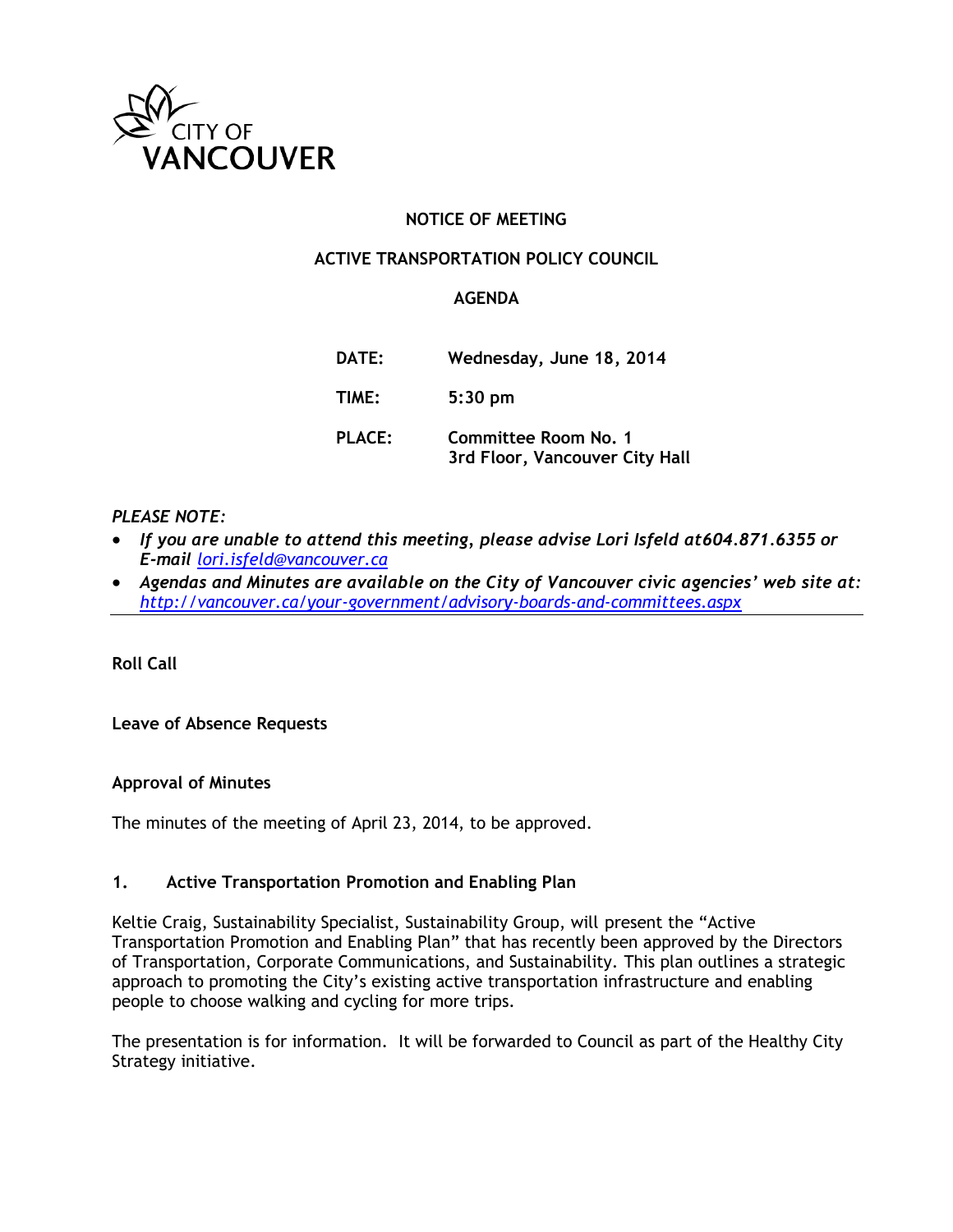CITY OF
VANCOUVER

**NOTICE OF MEETING**

**ACTIVE TRANSPORTATION POLICY COUNCIL**

**AGENDA**

| | |
|---|---|
| **DATE:** | **Wednesday, June 18, 2014** |
| **TIME:** | **5:30 pm** |
| **PLACE:** | **Committee Room No. 1**<br>**3rd Floor, Vancouver City Hall** |

*PLEASE NOTE:*

- ***If you are unable to attend this meeting, please advise Lori Isfeld at604.871.6355 or E-mail [lori.isfeld@vancouver.ca](mailto:lori.isfeld@vancouver.ca)***
- ***Agendas and Minutes are available on the City of Vancouver civic agencies' web site at: [http://vancouver.ca/your-government/advisory-boards-and-committees.aspx](http://vancouver.ca/your-government/advisory-boards-and-committees.aspx)***

---

**Roll Call**

**Leave of Absence Requests**

**Approval of Minutes**

The minutes of the meeting of April 23, 2014, to be approved.

**1. Active Transportation Promotion and Enabling Plan**

Keltie Craig, Sustainability Specialist, Sustainability Group, will present the "Active Transportation Promotion and Enabling Plan" that has recently been approved by the Directors of Transportation, Corporate Communications, and Sustainability. This plan outlines a strategic approach to promoting the City's existing active transportation infrastructure and enabling people to choose walking and cycling for more trips.

The presentation is for information. It will be forwarded to Council as part of the Healthy City Strategy initiative.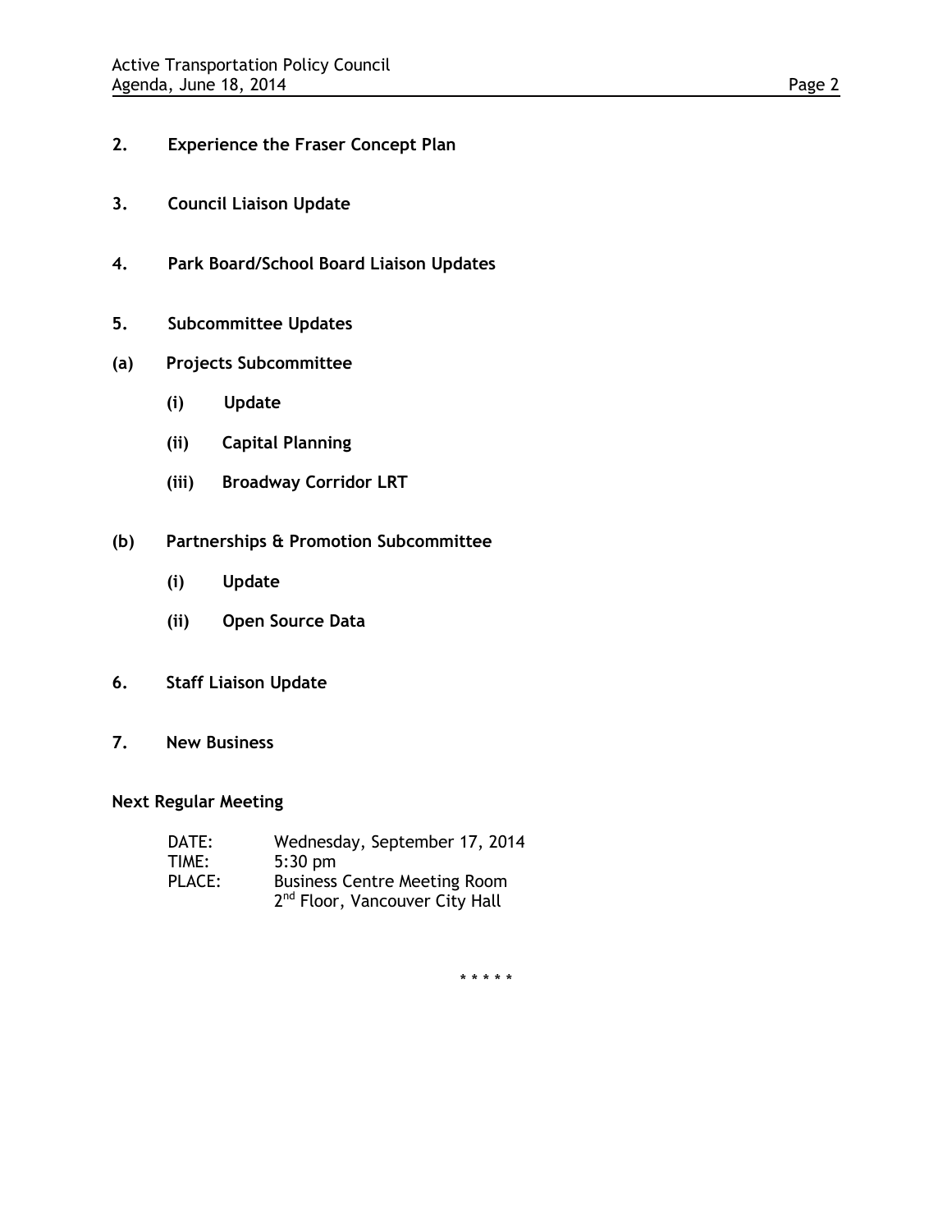**2. Experience the Fraser Concept Plan**

**3. Council Liaison Update**

**4. Park Board/School Board Liaison Updates**

**5. Subcommittee Updates**

**(a) Projects Subcommittee**

- **(i) Update**
- **(ii) Capital Planning**
- **(iii) Broadway Corridor LRT**

**(b) Partnerships & Promotion Subcommittee**

- **(i) Update**
- **(ii) Open Source Data**

**6. Staff Liaison Update**

**7. New Business**

**Next Regular Meeting**

| | |
|---|---|
| DATE: | Wednesday, September 17, 2014 |
| TIME: | 5:30 pm |
| PLACE: | Business Centre Meeting Room<br>2nd Floor, Vancouver City Hall |

\* \* \* \* \*